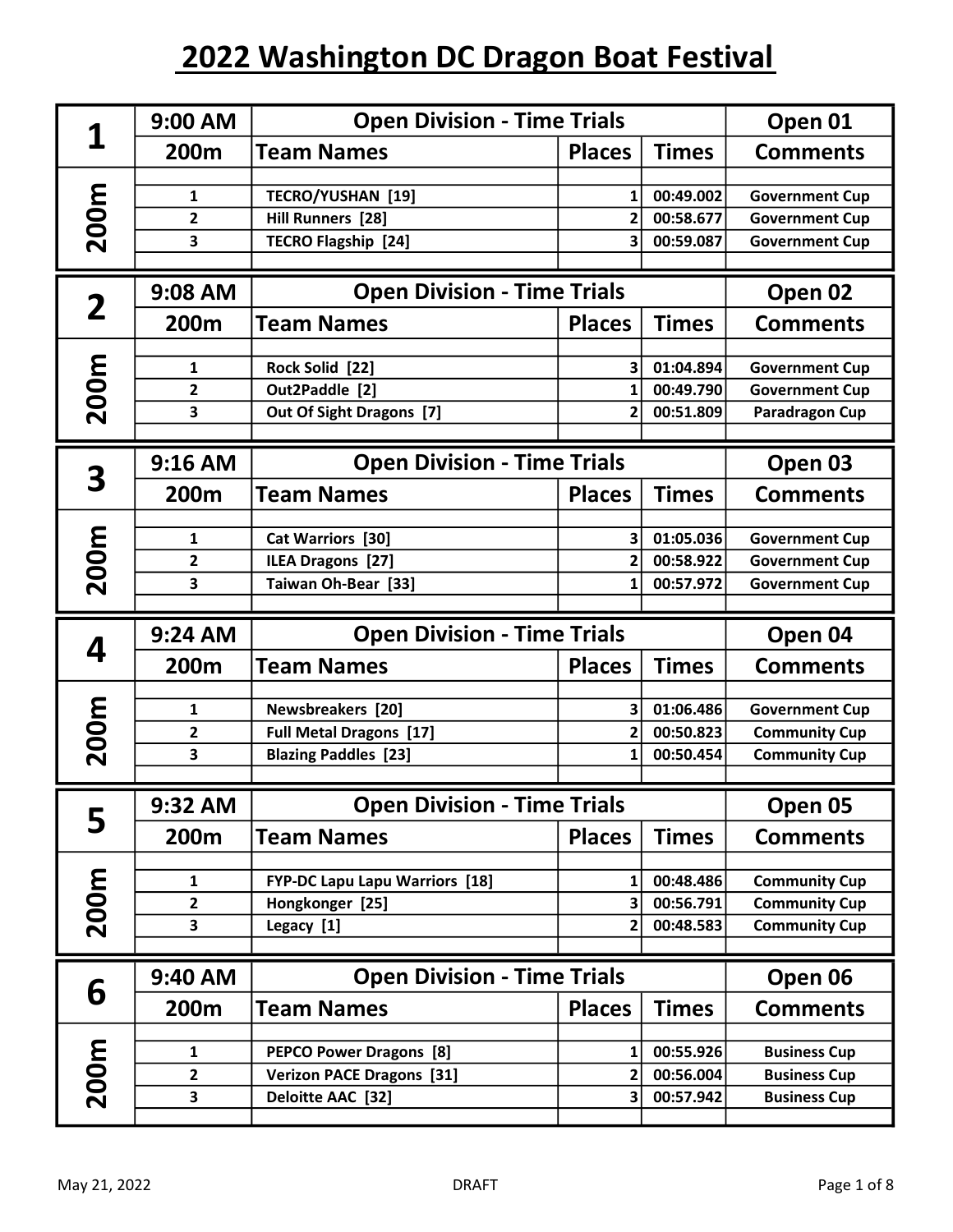# 2022 Washington DC Dragon Boat Festival

| 1 | 9:00 AM | Open Division - Time Trials | | | Open 01 |
|---|---|---|---|---|---|
| | 200m | Team Names | Places | Times | Comments |
| 200m | 1 | TECRO/YUSHAN [19] | 1 | 00:49.002 | Government Cup |
| | 2 | Hill Runners [28] | 2 | 00:58.677 | Government Cup |
| | 3 | TECRO Flagship [24] | 3 | 00:59.087 | Government Cup |

| 2 | 9:08 AM | Open Division - Time Trials | | | Open 02 |
|---|---|---|---|---|---|
| | 200m | Team Names | Places | Times | Comments |
| 200m | 1 | Rock Solid [22] | 3 | 01:04.894 | Government Cup |
| | 2 | Out2Paddle [2] | 1 | 00:49.790 | Government Cup |
| | 3 | Out Of Sight Dragons [7] | 2 | 00:51.809 | Paradragon Cup |

| 3 | 9:16 AM | Open Division - Time Trials | | | Open 03 |
|---|---|---|---|---|---|
| | 200m | Team Names | Places | Times | Comments |
| 200m | 1 | Cat Warriors [30] | 3 | 01:05.036 | Government Cup |
| | 2 | ILEA Dragons [27] | 2 | 00:58.922 | Government Cup |
| | 3 | Taiwan Oh-Bear [33] | 1 | 00:57.972 | Government Cup |

| 4 | 9:24 AM | Open Division - Time Trials | | | Open 04 |
|---|---|---|---|---|---|
| | 200m | Team Names | Places | Times | Comments |
| 200m | 1 | Newsbreakers [20] | 3 | 01:06.486 | Government Cup |
| | 2 | Full Metal Dragons [17] | 2 | 00:50.823 | Community Cup |
| | 3 | Blazing Paddles [23] | 1 | 00:50.454 | Community Cup |

| 5 | 9:32 AM | Open Division - Time Trials | | | Open 05 |
|---|---|---|---|---|---|
| | 200m | Team Names | Places | Times | Comments |
| 200m | 1 | FYP-DC Lapu Lapu Warriors [18] | 1 | 00:48.486 | Community Cup |
| | 2 | Hongkonger [25] | 3 | 00:56.791 | Community Cup |
| | 3 | Legacy [1] | 2 | 00:48.583 | Community Cup |

| 6 | 9:40 AM | Open Division - Time Trials | | | Open 06 |
|---|---|---|---|---|---|
| | 200m | Team Names | Places | Times | Comments |
| 200m | 1 | PEPCO Power Dragons [8] | 1 | 00:55.926 | Business Cup |
| | 2 | Verizon PACE Dragons [31] | 2 | 00:56.004 | Business Cup |
| | 3 | Deloitte AAC [32] | 3 | 00:57.942 | Business Cup |

May 21, 2022 DRAFT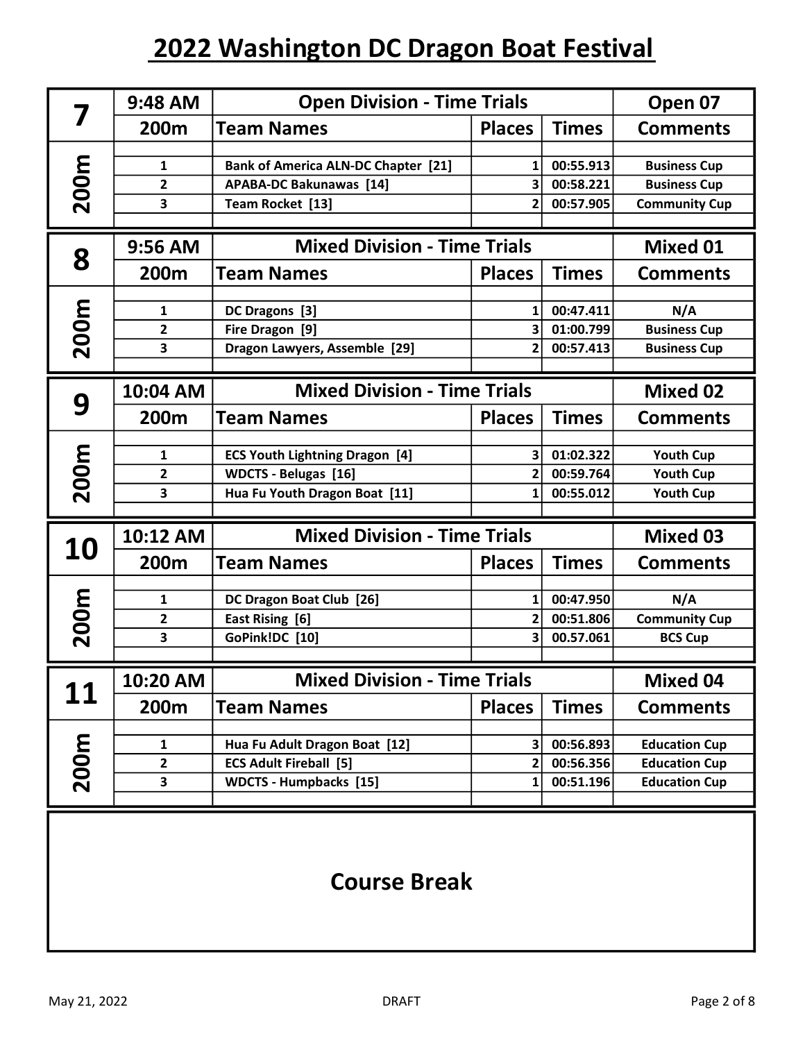# 2022 Washington DC Dragon Boat Festival

| 7 | 9:48 AM | Open Division - Time Trials | | | Open 07 |
|---|---|---|---|---|---|
| | 200m | Team Names | Places | Times | Comments |
| 200m | 1 | Bank of America ALN-DC Chapter [21] | 1 | 00:55.913 | Business Cup |
| | 2 | APABA-DC Bakunawas [14] | 3 | 00:58.221 | Business Cup |
| | 3 | Team Rocket [13] | 2 | 00:57.905 | Community Cup |

| 8 | 9:56 AM | Mixed Division - Time Trials | | | Mixed 01 |
|---|---|---|---|---|---|
| | 200m | Team Names | Places | Times | Comments |
| 200m | 1 | DC Dragons [3] | 1 | 00:47.411 | N/A |
| | 2 | Fire Dragon [9] | 3 | 01:00.799 | Business Cup |
| | 3 | Dragon Lawyers, Assemble [29] | 2 | 00:57.413 | Business Cup |

| 9 | 10:04 AM | Mixed Division - Time Trials | | | Mixed 02 |
|---|---|---|---|---|---|
| | 200m | Team Names | Places | Times | Comments |
| 200m | 1 | ECS Youth Lightning Dragon [4] | 3 | 01:02.322 | Youth Cup |
| | 2 | WDCTS - Belugas [16] | 2 | 00:59.764 | Youth Cup |
| | 3 | Hua Fu Youth Dragon Boat [11] | 1 | 00:55.012 | Youth Cup |

| 10 | 10:12 AM | Mixed Division - Time Trials | | | Mixed 03 |
|---|---|---|---|---|---|
| | 200m | Team Names | Places | Times | Comments |
| 200m | 1 | DC Dragon Boat Club [26] | 1 | 00:47.950 | N/A |
| | 2 | East Rising [6] | 2 | 00:51.806 | Community Cup |
| | 3 | GoPink!DC [10] | 3 | 00.57.061 | BCS Cup |

| 11 | 10:20 AM | Mixed Division - Time Trials | | | Mixed 04 |
|---|---|---|---|---|---|
| | 200m | Team Names | Places | Times | Comments |
| 200m | 1 | Hua Fu Adult Dragon Boat [12] | 3 | 00:56.893 | Education Cup |
| | 2 | ECS Adult Fireball [5] | 2 | 00:56.356 | Education Cup |
| | 3 | WDCTS - Humpbacks [15] | 1 | 00:51.196 | Education Cup |

**Course Break**

May 21, 2022 DRAFT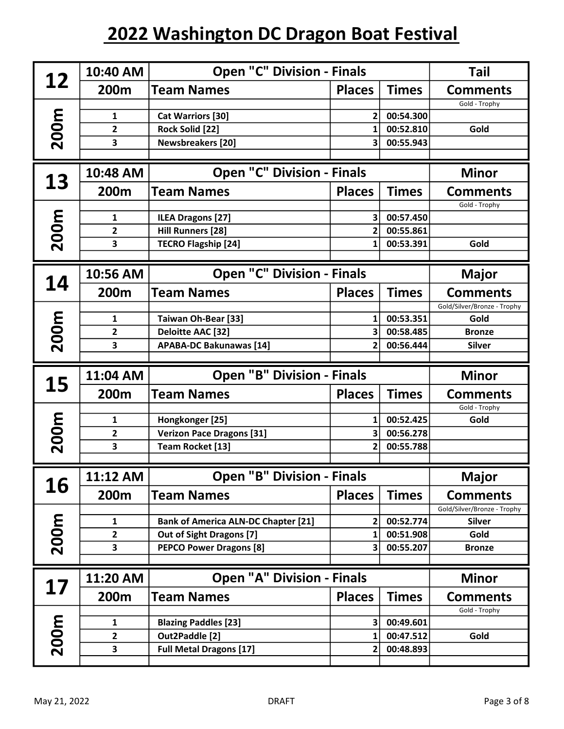# 2022 Washington DC Dragon Boat Festival

| 12 | 10:40 AM | Open "C" Division - Finals | | | Tail |
|---|---|---|---|---|---|
| | 200m | Team Names | Places | Times | Comments |
| 200m | | | | | Gold - Trophy |
| | 1 | Cat Warriors [30] | 2 | 00:54.300 | |
| | 2 | Rock Solid [22] | 1 | 00:52.810 | Gold |
| | 3 | Newsbreakers [20] | 3 | 00:55.943 | |

| 13 | 10:48 AM | Open "C" Division - Finals | | | Minor |
|---|---|---|---|---|---|
| | 200m | Team Names | Places | Times | Comments |
| 200m | | | | | Gold - Trophy |
| | 1 | ILEA Dragons [27] | 3 | 00:57.450 | |
| | 2 | Hill Runners [28] | 2 | 00:55.861 | |
| | 3 | TECRO Flagship [24] | 1 | 00:53.391 | Gold |

| 14 | 10:56 AM | Open "C" Division - Finals | | | Major |
|---|---|---|---|---|---|
| | 200m | Team Names | Places | Times | Comments |
| 200m | | | | | Gold/Silver/Bronze - Trophy |
| | 1 | Taiwan Oh-Bear [33] | 1 | 00:53.351 | Gold |
| | 2 | Deloitte AAC [32] | 3 | 00:58.485 | Bronze |
| | 3 | APABA-DC Bakunawas [14] | 2 | 00:56.444 | Silver |

| 15 | 11:04 AM | Open "B" Division - Finals | | | Minor |
|---|---|---|---|---|---|
| | 200m | Team Names | Places | Times | Comments |
| 200m | | | | | Gold - Trophy |
| | 1 | Hongkonger [25] | 1 | 00:52.425 | Gold |
| | 2 | Verizon Pace Dragons [31] | 3 | 00:56.278 | |
| | 3 | Team Rocket [13] | 2 | 00:55.788 | |

| 16 | 11:12 AM | Open "B" Division - Finals | | | Major |
|---|---|---|---|---|---|
| | 200m | Team Names | Places | Times | Comments |
| 200m | | | | | Gold/Silver/Bronze - Trophy |
| | 1 | Bank of America ALN-DC Chapter [21] | 2 | 00:52.774 | Silver |
| | 2 | Out of Sight Dragons [7] | 1 | 00:51.908 | Gold |
| | 3 | PEPCO Power Dragons [8] | 3 | 00:55.207 | Bronze |

| 17 | 11:20 AM | Open "A" Division - Finals | | | Minor |
|---|---|---|---|---|---|
| | 200m | Team Names | Places | Times | Comments |
| 200m | | | | | Gold - Trophy |
| | 1 | Blazing Paddles [23] | 3 | 00:49.601 | |
| | 2 | Out2Paddle [2] | 1 | 00:47.512 | Gold |
| | 3 | Full Metal Dragons [17] | 2 | 00:48.893 | |

May 21, 2022 DRAFT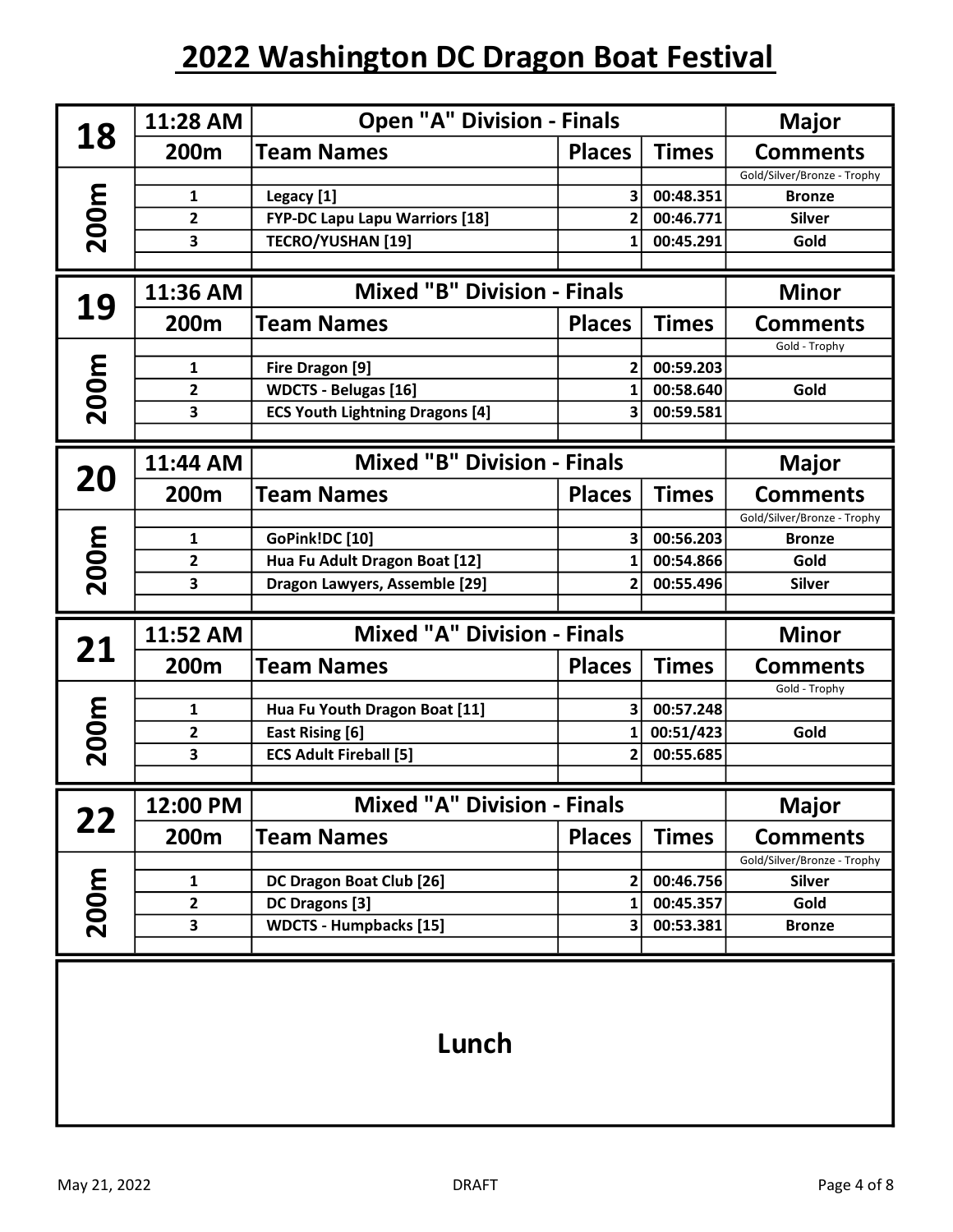# 2022 Washington DC Dragon Boat Festival

| 18 | 11:28 AM | Open "A" Division - Finals | | | Major |
|---|---|---|---|---|---|
| | 200m | Team Names | Places | Times | Comments |
| 200m | | | | | Gold/Silver/Bronze - Trophy |
| | 1 | Legacy [1] | 3 | 00:48.351 | Bronze |
| | 2 | FYP-DC Lapu Lapu Warriors [18] | 2 | 00:46.771 | Silver |
| | 3 | TECRO/YUSHAN [19] | 1 | 00:45.291 | Gold |

| 19 | 11:36 AM | Mixed "B" Division - Finals | | | Minor |
|---|---|---|---|---|---|
| | 200m | Team Names | Places | Times | Comments |
| 200m | | | | | Gold - Trophy |
| | 1 | Fire Dragon [9] | 2 | 00:59.203 | |
| | 2 | WDCTS - Belugas [16] | 1 | 00:58.640 | Gold |
| | 3 | ECS Youth Lightning Dragons [4] | 3 | 00:59.581 | |

| 20 | 11:44 AM | Mixed "B" Division - Finals | | | Major |
|---|---|---|---|---|---|
| | 200m | Team Names | Places | Times | Comments |
| 200m | | | | | Gold/Silver/Bronze - Trophy |
| | 1 | GoPink!DC [10] | 3 | 00:56.203 | Bronze |
| | 2 | Hua Fu Adult Dragon Boat [12] | 1 | 00:54.866 | Gold |
| | 3 | Dragon Lawyers, Assemble [29] | 2 | 00:55.496 | Silver |

| 21 | 11:52 AM | Mixed "A" Division - Finals | | | Minor |
|---|---|---|---|---|---|
| | 200m | Team Names | Places | Times | Comments |
| 200m | | | | | Gold - Trophy |
| | 1 | Hua Fu Youth Dragon Boat [11] | 3 | 00:57.248 | |
| | 2 | East Rising [6] | 1 | 00:51/423 | Gold |
| | 3 | ECS Adult Fireball [5] | 2 | 00:55.685 | |

| 22 | 12:00 PM | Mixed "A" Division - Finals | | | Major |
|---|---|---|---|---|---|
| | 200m | Team Names | Places | Times | Comments |
| 200m | | | | | Gold/Silver/Bronze - Trophy |
| | 1 | DC Dragon Boat Club [26] | 2 | 00:46.756 | Silver |
| | 2 | DC Dragons [3] | 1 | 00:45.357 | Gold |
| | 3 | WDCTS - Humpbacks [15] | 3 | 00:53.381 | Bronze |

**Lunch**

May 21, 2022 DRAFT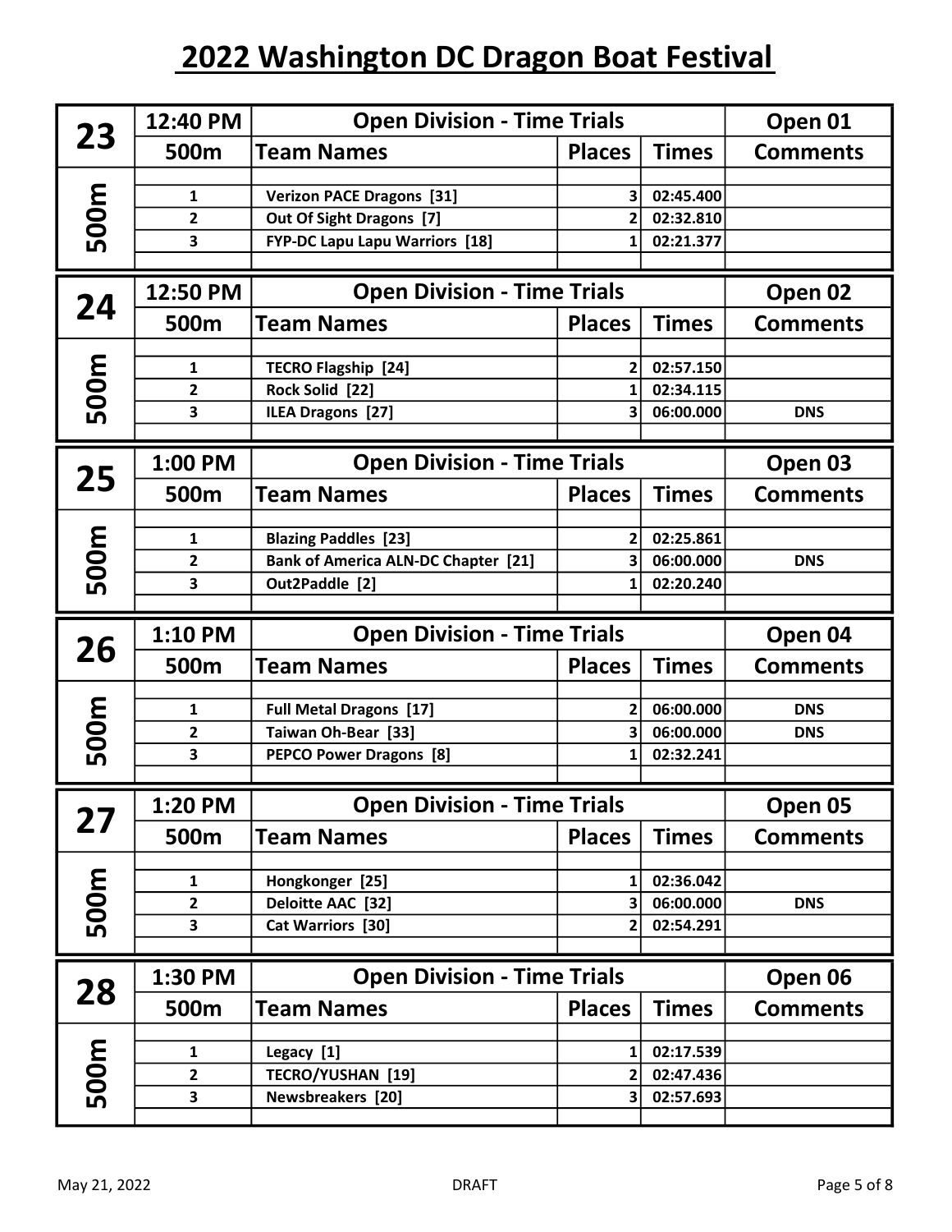# 2022 Washington DC Dragon Boat Festival

| 23 | 12:40 PM | Open Division - Time Trials | | | Open 01 |
|---|---|---|---|---|---|
| | 500m | Team Names | Places | Times | Comments |
| 500m | | | | | |
| | 1 | Verizon PACE Dragons [31] | 3 | 02:45.400 | |
| | 2 | Out Of Sight Dragons [7] | 2 | 02:32.810 | |
| | 3 | FYP-DC Lapu Lapu Warriors [18] | 1 | 02:21.377 | |

| 24 | 12:50 PM | Open Division - Time Trials | | | Open 02 |
|---|---|---|---|---|---|
| | 500m | Team Names | Places | Times | Comments |
| 500m | | | | | |
| | 1 | TECRO Flagship [24] | 2 | 02:57.150 | |
| | 2 | Rock Solid [22] | 1 | 02:34.115 | |
| | 3 | ILEA Dragons [27] | 3 | 06:00.000 | DNS |

| 25 | 1:00 PM | Open Division - Time Trials | | | Open 03 |
|---|---|---|---|---|---|
| | 500m | Team Names | Places | Times | Comments |
| 500m | | | | | |
| | 1 | Blazing Paddles [23] | 2 | 02:25.861 | |
| | 2 | Bank of America ALN-DC Chapter [21] | 3 | 06:00.000 | DNS |
| | 3 | Out2Paddle [2] | 1 | 02:20.240 | |

| 26 | 1:10 PM | Open Division - Time Trials | | | Open 04 |
|---|---|---|---|---|---|
| | 500m | Team Names | Places | Times | Comments |
| 500m | | | | | |
| | 1 | Full Metal Dragons [17] | 2 | 06:00.000 | DNS |
| | 2 | Taiwan Oh-Bear [33] | 3 | 06:00.000 | DNS |
| | 3 | PEPCO Power Dragons [8] | 1 | 02:32.241 | |

| 27 | 1:20 PM | Open Division - Time Trials | | | Open 05 |
|---|---|---|---|---|---|
| | 500m | Team Names | Places | Times | Comments |
| 500m | | | | | |
| | 1 | Hongkonger [25] | 1 | 02:36.042 | |
| | 2 | Deloitte AAC [32] | 3 | 06:00.000 | DNS |
| | 3 | Cat Warriors [30] | 2 | 02:54.291 | |

| 28 | 1:30 PM | Open Division - Time Trials | | | Open 06 |
|---|---|---|---|---|---|
| | 500m | Team Names | Places | Times | Comments |
| 500m | | | | | |
| | 1 | Legacy [1] | 1 | 02:17.539 | |
| | 2 | TECRO/YUSHAN [19] | 2 | 02:47.436 | |
| | 3 | Newsbreakers [20] | 3 | 02:57.693 | |

May 21, 2022 DRAFT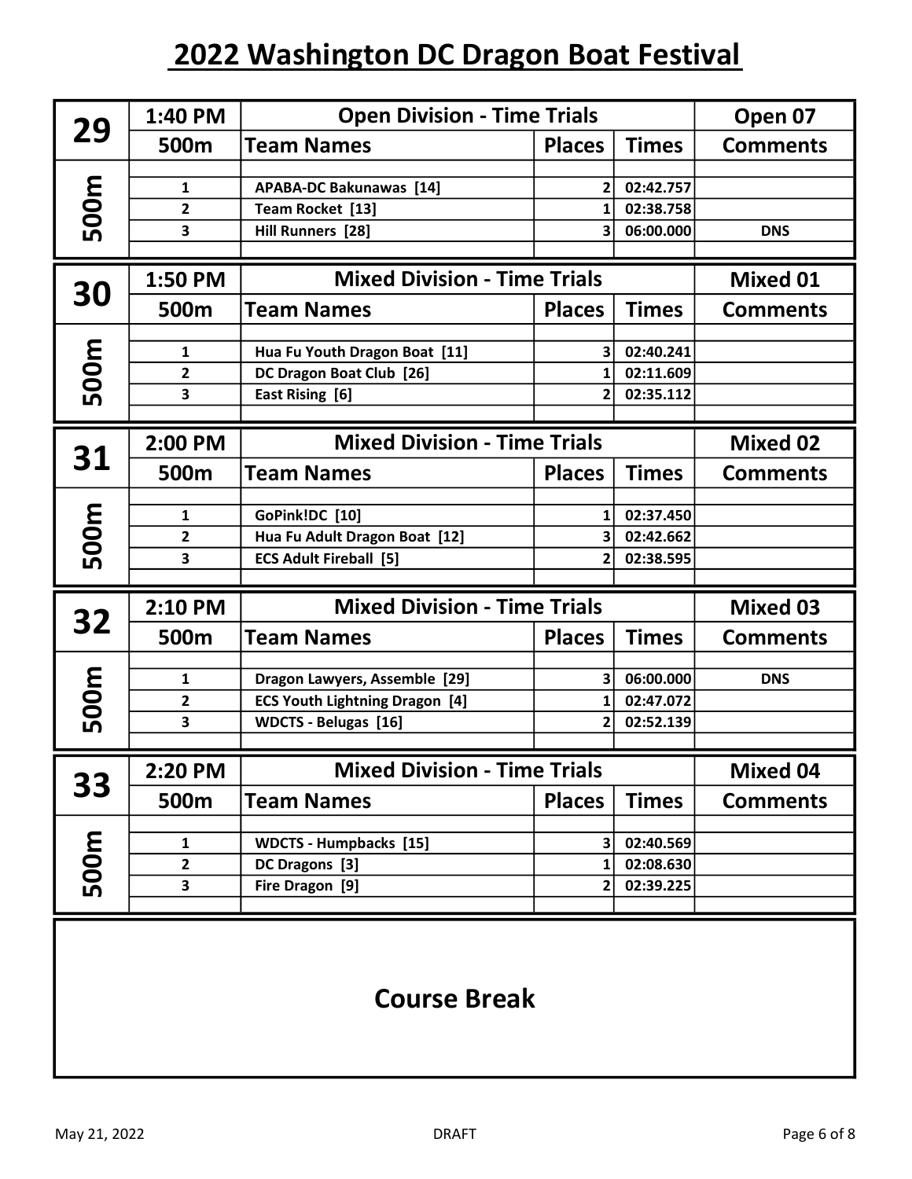# 2022 Washington DC Dragon Boat Festival

| 29 | 1:40 PM | Open Division - Time Trials | | | Open 07 |
|---|---|---|---|---|---|
| | 500m | Team Names | Places | Times | Comments |
| 500m | 1 | APABA-DC Bakunawas [14] | 2 | 02:42.757 | |
| | 2 | Team Rocket [13] | 1 | 02:38.758 | |
| | 3 | Hill Runners [28] | 3 | 06:00.000 | DNS |

| 30 | 1:50 PM | Mixed Division - Time Trials | | | Mixed 01 |
|---|---|---|---|---|---|
| | 500m | Team Names | Places | Times | Comments |
| 500m | 1 | Hua Fu Youth Dragon Boat [11] | 3 | 02:40.241 | |
| | 2 | DC Dragon Boat Club [26] | 1 | 02:11.609 | |
| | 3 | East Rising [6] | 2 | 02:35.112 | |

| 31 | 2:00 PM | Mixed Division - Time Trials | | | Mixed 02 |
|---|---|---|---|---|---|
| | 500m | Team Names | Places | Times | Comments |
| 500m | 1 | GoPink!DC [10] | 1 | 02:37.450 | |
| | 2 | Hua Fu Adult Dragon Boat [12] | 3 | 02:42.662 | |
| | 3 | ECS Adult Fireball [5] | 2 | 02:38.595 | |

| 32 | 2:10 PM | Mixed Division - Time Trials | | | Mixed 03 |
|---|---|---|---|---|---|
| | 500m | Team Names | Places | Times | Comments |
| 500m | 1 | Dragon Lawyers, Assemble [29] | 3 | 06:00.000 | DNS |
| | 2 | ECS Youth Lightning Dragon [4] | 1 | 02:47.072 | |
| | 3 | WDCTS - Belugas [16] | 2 | 02:52.139 | |

| 33 | 2:20 PM | Mixed Division - Time Trials | | | Mixed 04 |
|---|---|---|---|---|---|
| | 500m | Team Names | Places | Times | Comments |
| 500m | 1 | WDCTS - Humpbacks [15] | 3 | 02:40.569 | |
| | 2 | DC Dragons [3] | 1 | 02:08.630 | |
| | 3 | Fire Dragon [9] | 2 | 02:39.225 | |

**Course Break**

May 21, 2022

DRAFT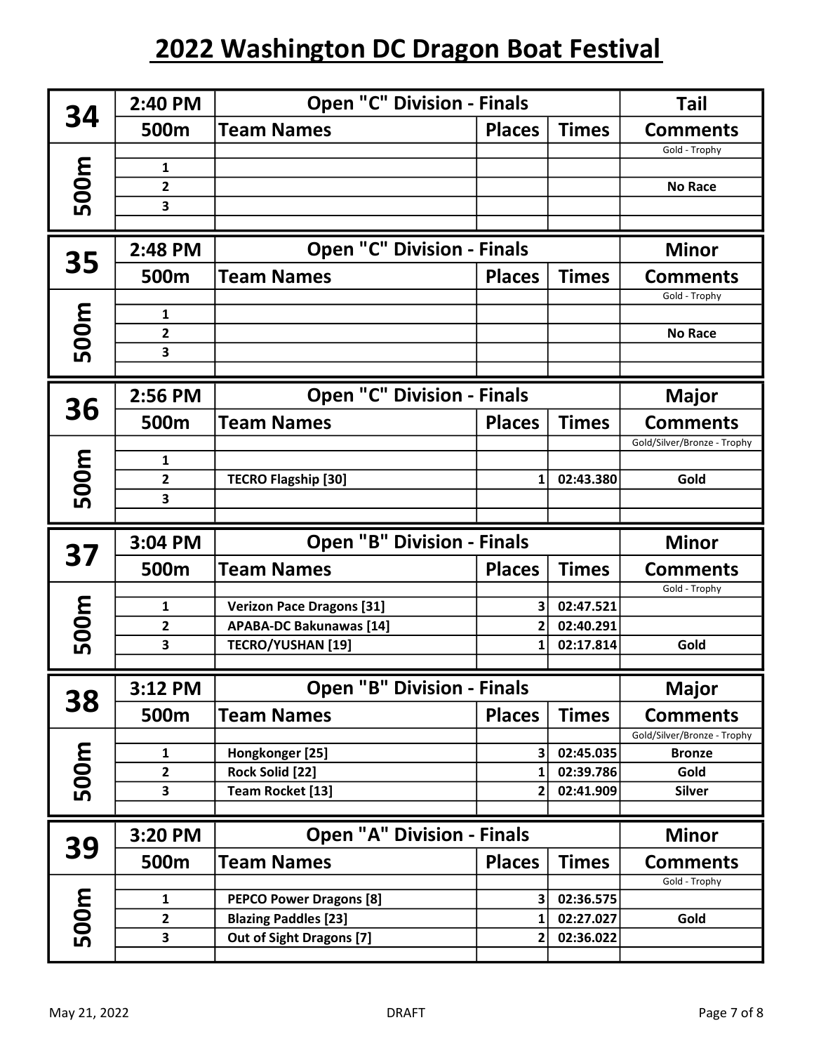# 2022 Washington DC Dragon Boat Festival

| 34 | 2:40 PM | Open "C" Division - Finals | | | Tail |
|---|---|---|---|---|---|
| | 500m | Team Names | Places | Times | Comments |
| 500m | | | | | Gold - Trophy |
| | 1 | | | | |
| | 2 | | | | No Race |
| | 3 | | | | |

| 35 | 2:48 PM | Open "C" Division - Finals | | | Minor |
|---|---|---|---|---|---|
| | 500m | Team Names | Places | Times | Comments |
| 500m | | | | | Gold - Trophy |
| | 1 | | | | |
| | 2 | | | | No Race |
| | 3 | | | | |

| 36 | 2:56 PM | Open "C" Division - Finals | | | Major |
|---|---|---|---|---|---|
| | 500m | Team Names | Places | Times | Comments |
| 500m | | | | | Gold/Silver/Bronze - Trophy |
| | 1 | | | | |
| | 2 | TECRO Flagship [30] | 1 | 02:43.380 | Gold |
| | 3 | | | | |

| 37 | 3:04 PM | Open "B" Division - Finals | | | Minor |
|---|---|---|---|---|---|
| | 500m | Team Names | Places | Times | Comments |
| 500m | | | | | Gold - Trophy |
| | 1 | Verizon Pace Dragons [31] | 3 | 02:47.521 | |
| | 2 | APABA-DC Bakunawas [14] | 2 | 02:40.291 | |
| | 3 | TECRO/YUSHAN [19] | 1 | 02:17.814 | Gold |

| 38 | 3:12 PM | Open "B" Division - Finals | | | Major |
|---|---|---|---|---|---|
| | 500m | Team Names | Places | Times | Comments |
| 500m | | | | | Gold/Silver/Bronze - Trophy |
| | 1 | Hongkonger [25] | 3 | 02:45.035 | Bronze |
| | 2 | Rock Solid [22] | 1 | 02:39.786 | Gold |
| | 3 | Team Rocket [13] | 2 | 02:41.909 | Silver |

| 39 | 3:20 PM | Open "A" Division - Finals | | | Minor |
|---|---|---|---|---|---|
| | 500m | Team Names | Places | Times | Comments |
| 500m | | | | | Gold - Trophy |
| | 1 | PEPCO Power Dragons [8] | 3 | 02:36.575 | |
| | 2 | Blazing Paddles [23] | 1 | 02:27.027 | Gold |
| | 3 | Out of Sight Dragons [7] | 2 | 02:36.022 | |

May 21, 2022 DRAFT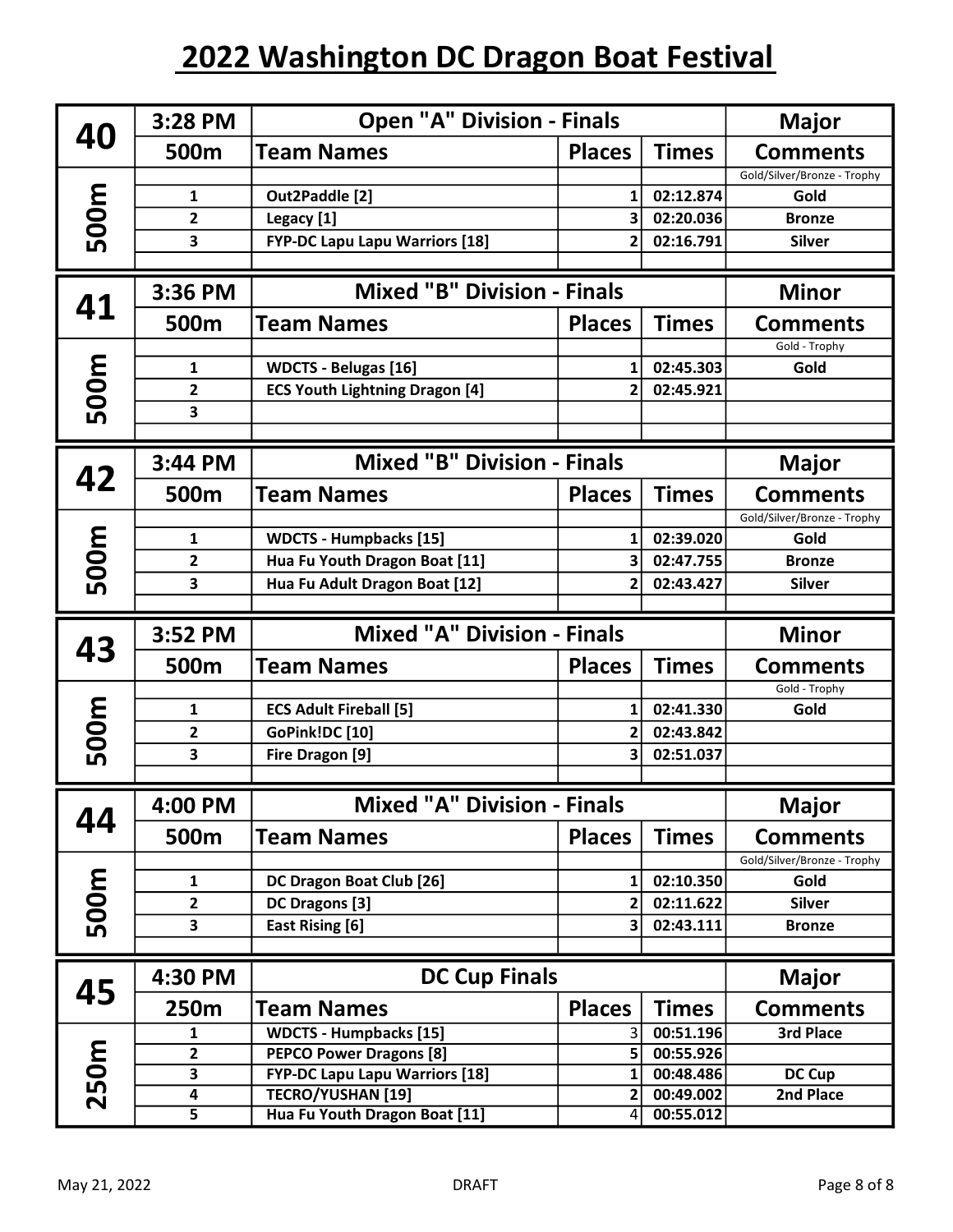# 2022 Washington DC Dragon Boat Festival

| 40 | 3:28 PM | Open "A" Division - Finals | | | Major |
|---|---|---|---|---|---|
| | 500m | Team Names | Places | Times | Comments |
| 500m | | | | | Gold/Silver/Bronze - Trophy |
| | 1 | Out2Paddle [2] | 1 | 02:12.874 | Gold |
| | 2 | Legacy [1] | 3 | 02:20.036 | Bronze |
| | 3 | FYP-DC Lapu Lapu Warriors [18] | 2 | 02:16.791 | Silver |

| 41 | 3:36 PM | Mixed "B" Division - Finals | | | Minor |
|---|---|---|---|---|---|
| | 500m | Team Names | Places | Times | Comments |
| 500m | | | | | Gold - Trophy |
| | 1 | WDCTS - Belugas [16] | 1 | 02:45.303 | Gold |
| | 2 | ECS Youth Lightning Dragon [4] | 2 | 02:45.921 | |
| | 3 | | | | |

| 42 | 3:44 PM | Mixed "B" Division - Finals | | | Major |
|---|---|---|---|---|---|
| | 500m | Team Names | Places | Times | Comments |
| 500m | | | | | Gold/Silver/Bronze - Trophy |
| | 1 | WDCTS - Humpbacks [15] | 1 | 02:39.020 | Gold |
| | 2 | Hua Fu Youth Dragon Boat [11] | 3 | 02:47.755 | Bronze |
| | 3 | Hua Fu Adult Dragon Boat [12] | 2 | 02:43.427 | Silver |

| 43 | 3:52 PM | Mixed "A" Division - Finals | | | Minor |
|---|---|---|---|---|---|
| | 500m | Team Names | Places | Times | Comments |
| 500m | | | | | Gold - Trophy |
| | 1 | ECS Adult Fireball [5] | 1 | 02:41.330 | Gold |
| | 2 | GoPink!DC [10] | 2 | 02:43.842 | |
| | 3 | Fire Dragon [9] | 3 | 02:51.037 | |

| 44 | 4:00 PM | Mixed "A" Division - Finals | | | Major |
|---|---|---|---|---|---|
| | 500m | Team Names | Places | Times | Comments |
| 500m | | | | | Gold/Silver/Bronze - Trophy |
| | 1 | DC Dragon Boat Club [26] | 1 | 02:10.350 | Gold |
| | 2 | DC Dragons [3] | 2 | 02:11.622 | Silver |
| | 3 | East Rising [6] | 3 | 02:43.111 | Bronze |

| 45 | 4:30 PM | DC Cup Finals | | | Major |
|---|---|---|---|---|---|
| | 250m | Team Names | Places | Times | Comments |
| 250m | 1 | WDCTS - Humpbacks [15] | 3 | 00:51.196 | 3rd Place |
| | 2 | PEPCO Power Dragons [8] | 5 | 00:55.926 | |
| | 3 | FYP-DC Lapu Lapu Warriors [18] | 1 | 00:48.486 | DC Cup |
| | 4 | TECRO/YUSHAN [19] | 2 | 00:49.002 | 2nd Place |
| | 5 | Hua Fu Youth Dragon Boat [11] | 4 | 00:55.012 | |

May 21, 2022 DRAFT